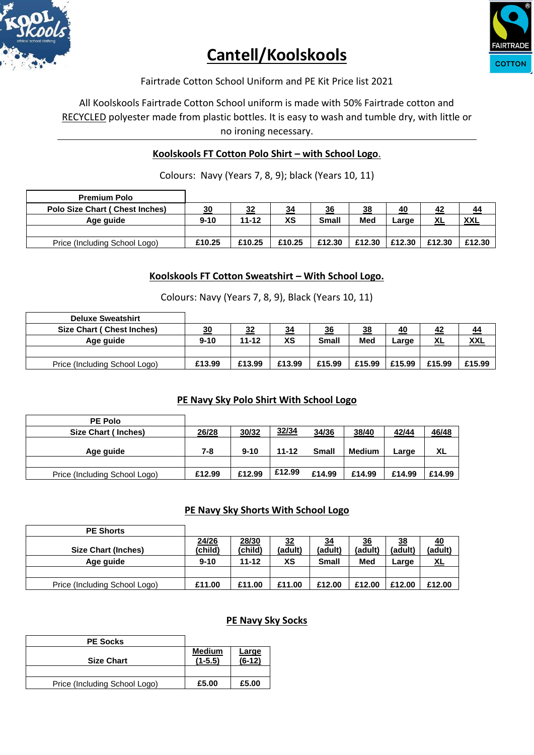# Cantell/Koolskools

Fairtrade Cotton School Uniform and PE Kit Price list 2021

All Koolskools Fairtrade Cotton School uniform is made with 50% Fairtrade cotton and RECYCLED polyester made from plastic bottles. It is easy to wash and tumble dry, with little or no ironing necessary.

## Koolskools FT Cotton Polo Shirt – with School Logo.

Colours: Navy (Years 7, 8, 9); black (Years 10, 11)

| Premium Polo | | | | | | | | |
|---|---|---|---|---|---|---|---|---|
| Polo Size Chart ( Chest Inches) | 30 | 32 | 34 | 36 | 38 | 40 | 42 | 44 |
| Age guide | 9-10 | 11-12 | XS | Small | Med | Large | XL | XXL |
| | | | | | | | | |
| Price (Including School Logo) | £10.25 | £10.25 | £10.25 | £12.30 | £12.30 | £12.30 | £12.30 | £12.30 |

## Koolskools FT Cotton Sweatshirt – With School Logo.

Colours: Navy (Years 7, 8, 9), Black (Years 10, 11)

| Deluxe Sweatshirt | | | | | | | | |
|---|---|---|---|---|---|---|---|---|
| Size Chart ( Chest Inches) | 30 | 32 | 34 | 36 | 38 | 40 | 42 | 44 |
| Age guide | 9-10 | 11-12 | XS | Small | Med | Large | XL | XXL |
| | | | | | | | | |
| Price (Including School Logo) | £13.99 | £13.99 | £13.99 | £15.99 | £15.99 | £15.99 | £15.99 | £15.99 |

## PE Navy Sky Polo Shirt With School Logo

| PE Polo | | | | | | | |
|---|---|---|---|---|---|---|---|
| Size Chart ( Inches) | 26/28 | 30/32 | 32/34 | 34/36 | 38/40 | 42/44 | 46/48 |
| Age guide | 7-8 | 9-10 | 11-12 | Small | Medium | Large | XL |
| | | | | | | | |
| Price (Including School Logo) | £12.99 | £12.99 | £12.99 | £14.99 | £14.99 | £14.99 | £14.99 |

## PE Navy Sky Shorts With School Logo

| PE Shorts | | | | | | | |
|---|---|---|---|---|---|---|---|
| Size Chart (Inches) | 24/26 (child) | 28/30 (child) | 32 (adult) | 34 (adult) | 36 (adult) | 38 (adult) | 40 (adult) |
| Age guide | 9-10 | 11-12 | XS | Small | Med | Large | XL |
| | | | | | | | |
| Price (Including School Logo) | £11.00 | £11.00 | £11.00 | £12.00 | £12.00 | £12.00 | £12.00 |

## PE Navy Sky Socks

| PE Socks | | |
|---|---|---|
| Size Chart | Medium (1-5.5) | Large (6-12) |
| | | |
| Price (Including School Logo) | £5.00 | £5.00 |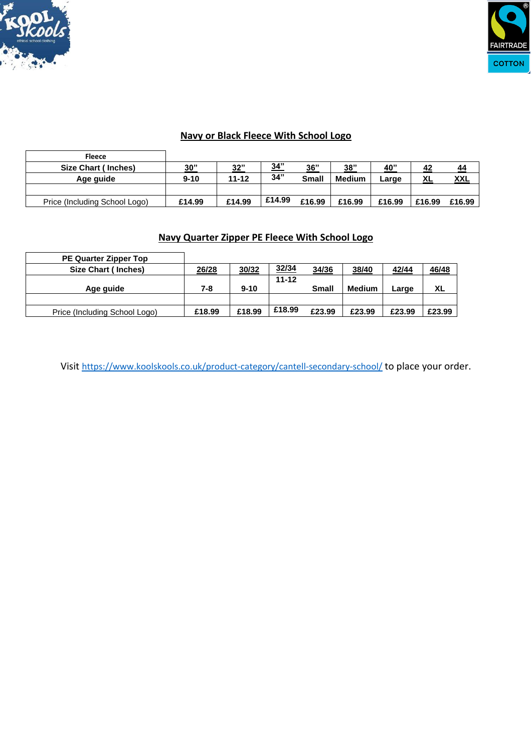## Navy or Black Fleece With School Logo

| Fleece | | | | | | | | |
|---|---|---|---|---|---|---|---|---|
| Size Chart ( Inches) | 30” | 32” | 34” | 36” | 38” | 40” | 42 | 44 |
| Age guide | 9-10 | 11-12 | 34” | Small | Medium | Large | XL | XXL |
| | | | | | | | | |
| Price (Including School Logo) | £14.99 | £14.99 | £14.99 | £16.99 | £16.99 | £16.99 | £16.99 | £16.99 |

## Navy Quarter Zipper PE Fleece With School Logo

| PE Quarter Zipper Top | | | | | | | |
|---|---|---|---|---|---|---|---|
| Size Chart ( Inches) | 26/28 | 30/32 | 32/34 | 34/36 | 38/40 | 42/44 | 46/48 |
| Age guide | 7-8 | 9-10 | 11-12 | Small | Medium | Large | XL |
| | | | | | | | |
| Price (Including School Logo) | £18.99 | £18.99 | £18.99 | £23.99 | £23.99 | £23.99 | £23.99 |

Visit [https://www.koolskools.co.uk/product-category/cantell-secondary-school/](https://www.koolskools.co.uk/product-category/cantell-secondary-school/) to place your order.